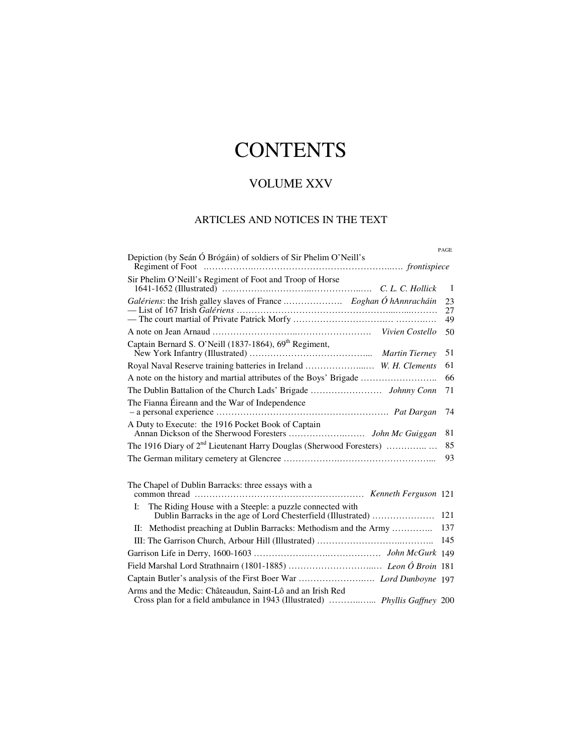# CONTENTS

## VOLUME XXV

### ARTICLES AND NOTICES IN THE TEXT

| | | PAGE |
|---|---|---|
| Depiction (by Seán Ó Brógáin) of soldiers of Sir Phelim O'Neill's Regiment of Foot | | *frontispiece* |
| Sir Phelim O'Neill's Regiment of Foot and Troop of Horse 1641-1652 (Illustrated) | *C. L. C. Hollick* | 1 |
| *Galériens*: the Irish galley slaves of France | *Eoghan Ó hAnnracháin* | 23 |
| — List of 167 Irish *Galériens* | | 27 |
| — The court martial of Private Patrick Morfy | | 49 |
| A note on Jean Arnaud | *Vivien Costello* | 50 |
| Captain Bernard S. O'Neill (1837-1864), 69th Regiment, New York Infantry (Illustrated) | *Martin Tierney* | 51 |
| Royal Naval Reserve training batteries in Ireland | *W. H. Clements* | 61 |
| A note on the history and martial attributes of the Boys' Brigade | | 66 |
| The Dublin Battalion of the Church Lads' Brigade | *Johnny Conn* | 71 |
| The Fianna Éireann and the War of Independence – a personal experience | *Pat Dargan* | 74 |
| A Duty to Execute: the 1916 Pocket Book of Captain Annan Dickson of the Sherwood Foresters | *John Mc Guiggan* | 81 |
| The 1916 Diary of 2nd Lieutenant Harry Douglas (Sherwood Foresters) | | 85 |
| The German military cemetery at Glencree | | 93 |
| The Chapel of Dublin Barracks: three essays with a common thread | *Kenneth Ferguson* | 121 |
| I: The Riding House with a Steeple: a puzzle connected with Dublin Barracks in the age of Lord Chesterfield (Illustrated) | | 121 |
| II: Methodist preaching at Dublin Barracks: Methodism and the Army | | 137 |
| III: The Garrison Church, Arbour Hill (Illustrated) | | 145 |
| Garrison Life in Derry, 1600-1603 | *John McGurk* | 149 |
| Field Marshal Lord Strathnairn (1801-1885) | *Leon Ó Broin* | 181 |
| Captain Butler's analysis of the First Boer War | *Lord Dunboyne* | 197 |
| Arms and the Medic: Châteaudun, Saint-Lô and an Irish Red Cross plan for a field ambulance in 1943 (Illustrated) | *Phyllis Gaffney* | 200 |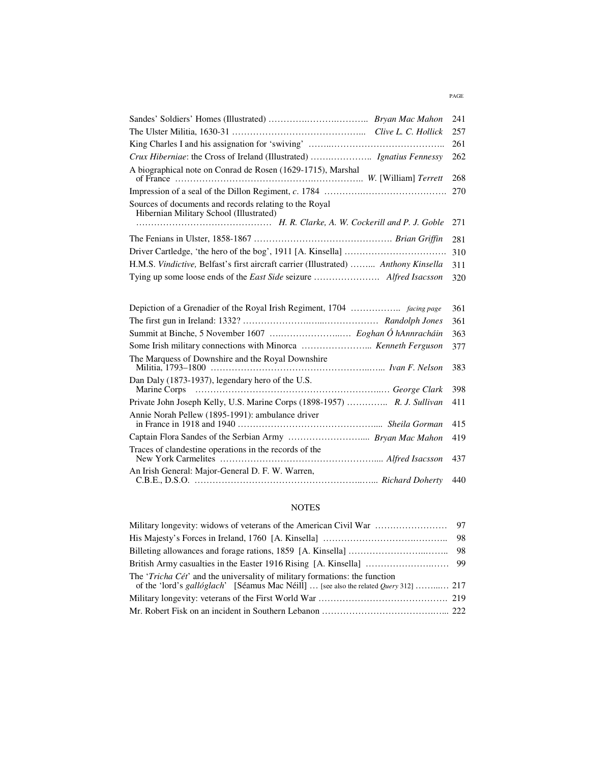| | | PAGE |
|---|---|---|
| Sandes' Soldiers' Homes (Illustrated) | *Bryan Mac Mahon* | 241 |
| The Ulster Militia, 1630-31 | *Clive L. C. Hollick* | 257 |
| King Charles I and his assignation for 'swiving' | | 261 |
| *Crux Hiberniae*: the Cross of Ireland (Illustrated) | *Ignatius Fennessy* | 262 |
| A biographical note on Conrad de Rosen (1629-1715), Marshal of France | *W.* [William] *Terrett* | 268 |
| Impression of a seal of the Dillon Regiment, *c.* 1784 | | 270 |
| Sources of documents and records relating to the Royal Hibernian Military School (Illustrated) | *H. R. Clarke, A. W. Cockerill and P. J. Goble* | 271 |
| The Fenians in Ulster, 1858-1867 | *Brian Griffin* | 281 |
| Driver Cartledge, 'the hero of the bog', 1911 [A. Kinsella] | | 310 |
| H.M.S. *Vindictive,* Belfast's first aircraft carrier (Illustrated) | *Anthony Kinsella* | 311 |
| Tying up some loose ends of the *East Side* seizure | *Alfred Isacsson* | 320 |
| | | |
| Depiction of a Grenadier of the Royal Irish Regiment, 1704 | *facing page* | 361 |
| The first gun in Ireland: 1332? | *Randolph Jones* | 361 |
| Summit at Binche, 5 November 1607 | *Eoghan Ó hAnnracháin* | 363 |
| Some Irish military connections with Minorca | *Kenneth Ferguson* | 377 |
| The Marquess of Downshire and the Royal Downshire Militia, 1793–1800 | *Ivan F. Nelson* | 383 |
| Dan Daly (1873-1937), legendary hero of the U.S. Marine Corps | *George Clark* | 398 |
| Private John Joseph Kelly, U.S. Marine Corps (1898-1957) | *R. J. Sullivan* | 411 |
| Annie Norah Pellew (1895-1991): ambulance driver in France in 1918 and 1940 | *Sheila Gorman* | 415 |
| Captain Flora Sandes of the Serbian Army | *Bryan Mac Mahon* | 419 |
| Traces of clandestine operations in the records of the New York Carmelites | *Alfred Isacsson* | 437 |
| An Irish General: Major-General D. F. W. Warren, C.B.E., D.S.O. | *Richard Doherty* | 440 |

## NOTES

| | |
|---|---|
| Military longevity: widows of veterans of the American Civil War | 97 |
| His Majesty's Forces in Ireland, 1760 [A. Kinsella] | 98 |
| Billeting allowances and forage rations, 1859 [A. Kinsella] | 98 |
| British Army casualties in the Easter 1916 Rising [A. Kinsella] | 99 |
| The '*Tricha Cét*' and the universality of military formations: the function of the 'lord's *gallóglach*' [Séamus Mac Néill] … [see also the related *Query* 312] | 217 |
| Military longevity: veterans of the First World War | 219 |
| Mr. Robert Fisk on an incident in Southern Lebanon | 222 |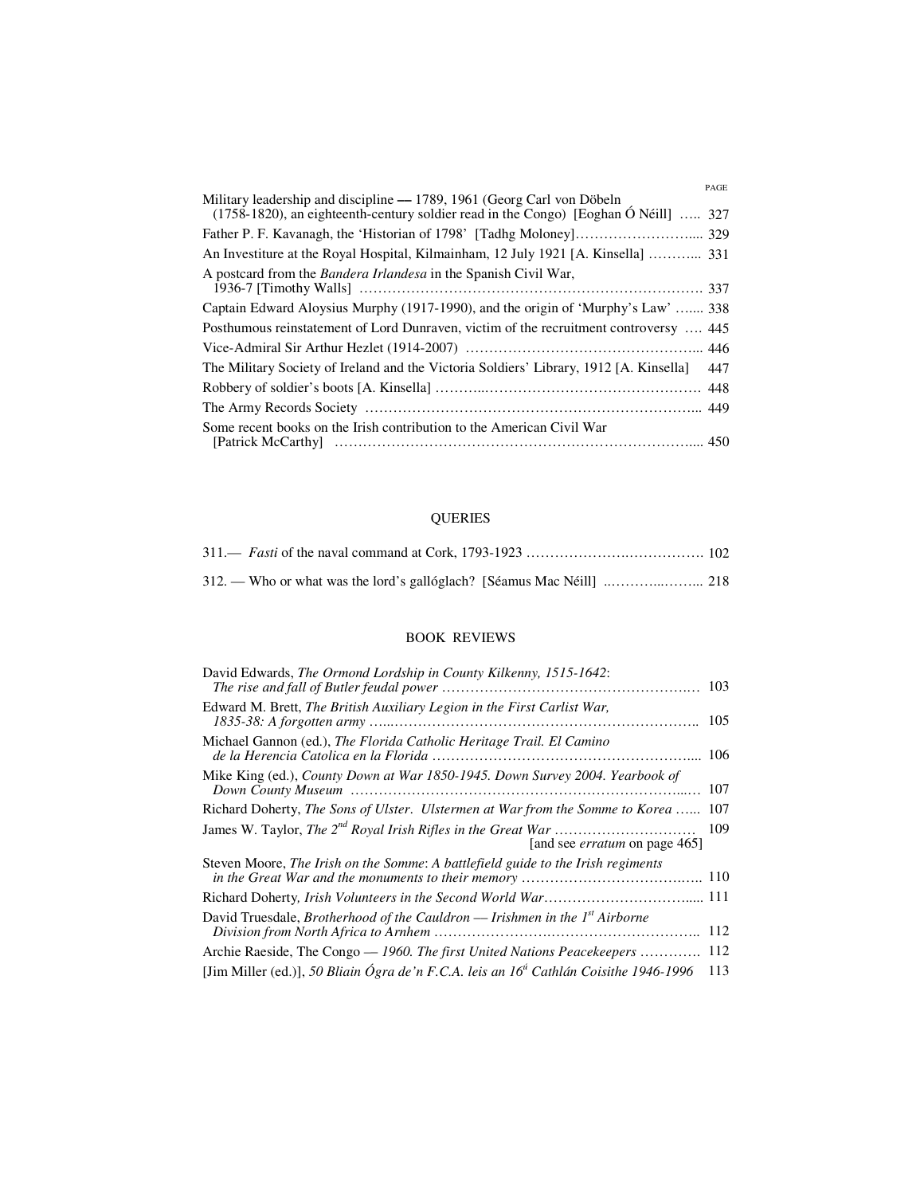PAGE

Military leadership and discipline — 1789, 1961 (Georg Carl von Döbeln (1758-1820), an eighteenth-century soldier read in the Congo) [Eoghan Ó Néill] ….. 327

Father P. F. Kavanagh, the 'Historian of 1798' [Tadhg Moloney]……………………... 329

An Investiture at the Royal Hospital, Kilmainham, 12 July 1921 [A. Kinsella] ………... 331

A postcard from the *Bandera Irlandesa* in the Spanish Civil War, 1936-7 [Timothy Walls] ………………………………………………………………. 337

Captain Edward Aloysius Murphy (1917-1990), and the origin of 'Murphy's Law' …... 338

Posthumous reinstatement of Lord Dunraven, victim of the recruitment controversy …. 445

Vice-Admiral Sir Arthur Hezlet (1914-2007) …………………………………………... 446

The Military Society of Ireland and the Victoria Soldiers' Library, 1912 [A. Kinsella] 447

Robbery of soldier's boots [A. Kinsella] ………..……………………………………… 448

The Army Records Society ……………………………………………………………... 449

Some recent books on the Irish contribution to the American Civil War [Patrick McCarthy] ……………………………………………………………….... 450

## QUERIES

311.— *Fasti* of the naval command at Cork, 1793-1923 ………………….……………. 102

312. — Who or what was the lord's gallóglach? [Séamus Mac Néill] ..………..……... 218

## BOOK REVIEWS

David Edwards, *The Ormond Lordship in County Kilkenny, 1515-1642: The rise and fall of Butler feudal power* ………………………………………………. 103

Edward M. Brett, *The British Auxiliary Legion in the First Carlist War, 1835-38: A forgotten army* …..…………………………………………………….. 105

Michael Gannon (ed.), *The Florida Catholic Heritage Trail. El Camino de la Herencia Catolica en la Florida* ………………………………………………... 106

Mike King (ed.), *County Down at War 1850-1945. Down Survey 2004. Yearbook of Down County Museum* ……………………………………………………………...… 107

Richard Doherty, *The Sons of Ulster. Ulstermen at War from the Somme to Korea* …... 107

James W. Taylor, *The 2nd Royal Irish Rifles in the Great War* ………………………… 109
[and see *erratum* on page 465]

Steven Moore, *The Irish on the Somme: A battlefield guide to the Irish regiments in the Great War and the monuments to their memory* ………………………….…. 110

Richard Doherty, *Irish Volunteers in the Second World War*……………………….... 111

David Truesdale, *Brotherhood of the Cauldron — Irishmen in the 1st Airborne Division from North Africa to Arnhem* ……………………….…………………………... 112

Archie Raeside, The Congo — *1960. The first United Nations Peacekeepers* …………. 112

[Jim Miller (ed.)], *50 Bliain Ógra de'n F.C.A. leis an 16ú Cathlán Coisithe 1946-1996* 113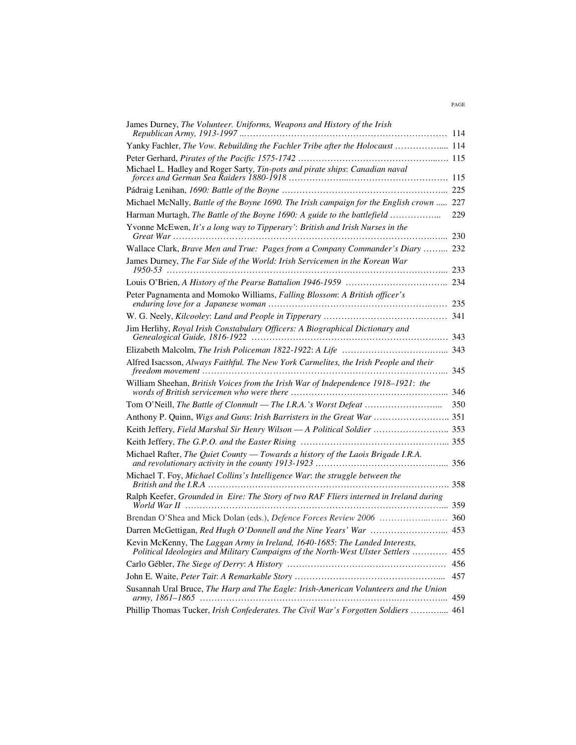| | PAGE |
|---|---|
| James Durney, *The Volunteer. Uniforms, Weapons and History of the Irish Republican Army, 1913-1997* | 114 |
| Yanky Fachler, *The Vow. Rebuilding the Fachler Tribe after the Holocaust* | 114 |
| Peter Gerhard, *Pirates of the Pacific 1575-1742* | 115 |
| Michael L. Hadley and Roger Sarty, *Tin-pots and pirate ships*: *Canadian naval forces and German Sea Raiders 1880-1918* | 115 |
| Pádraig Lenihan, *1690: Battle of the Boyne* | 225 |
| Michael McNally, *Battle of the Boyne 1690. The Irish campaign for the English crown* | 227 |
| Harman Murtagh, *The Battle of the Boyne 1690: A guide to the battlefield* | 229 |
| Yvonne McEwen, *It's a long way to Tipperary'*: *British and Irish Nurses in the Great War* | 230 |
| Wallace Clark, *Brave Men and True: Pages from a Company Commander's Diary* | 232 |
| James Durney, *The Far Side of the World: Irish Servicemen in the Korean War 1950-53* | 233 |
| Louis O'Brien, *A History of the Pearse Battalion 1946-1959* | 234 |
| Peter Pagnamenta and Momoko Williams, *Falling Blossom*: *A British officer's enduring love for a Japanese woman* | 235 |
| W. G. Neely, *Kilcooley*: *Land and People in Tipperary* | 341 |
| Jim Herlihy, *Royal Irish Constabulary Officers: A Biographical Dictionary and Genealogical Guide, 1816-1922* | 343 |
| Elizabeth Malcolm, *The Irish Policeman 1822-1922*: *A Life* | 343 |
| Alfred Isacsson, *Always Faithful. The New York Carmelites, the Irish People and their freedom movement* | 345 |
| William Sheehan, *British Voices from the Irish War of Independence 1918–1921*: *the words of British servicemen who were there* | 346 |
| Tom O'Neill, *The Battle of Clonmult — The I.R.A.'s Worst Defeat* | 350 |
| Anthony P. Quinn, *Wigs and Guns*: *Irish Barristers in the Great War* | 351 |
| Keith Jeffery, *Field Marshal Sir Henry Wilson — A Political Soldier* | 353 |
| Keith Jeffery, *The G.P.O. and the Easter Rising* | 355 |
| Michael Rafter, *The Quiet County — Towards a history of the Laois Brigade I.R.A. and revolutionary activity in the county 1913-1923* | 356 |
| Michael T. Foy, *Michael Collins's Intelligence War*: *the struggle between the British and the I.R.A* | 358 |
| Ralph Keefer, *Grounded in Eire: The Story of two RAF Fliers interned in Ireland during World War II* | 359 |
| Brendan O'Shea and Mick Dolan (eds.), *Defence Forces Review 2006* | 360 |
| Darren McGettigan, *Red Hugh O'Donnell and the Nine Years' War* | 453 |
| Kevin McKenny, The *Laggan Army in Ireland, 1640-1685*: *The Landed Interests, Political Ideologies and Military Campaigns of the North-West Ulster Settlers* | 455 |
| Carlo Gébler, *The Siege of Derry*: *A History* | 456 |
| John E. Waite, *Peter Tait*: *A Remarkable Story* | 457 |
| Susannah Ural Bruce, *The Harp and The Eagle: Irish-American Volunteers and the Union army, 1861–1865* | 459 |
| Phillip Thomas Tucker, *Irish Confederates. The Civil War's Forgotten Soldiers* | 461 |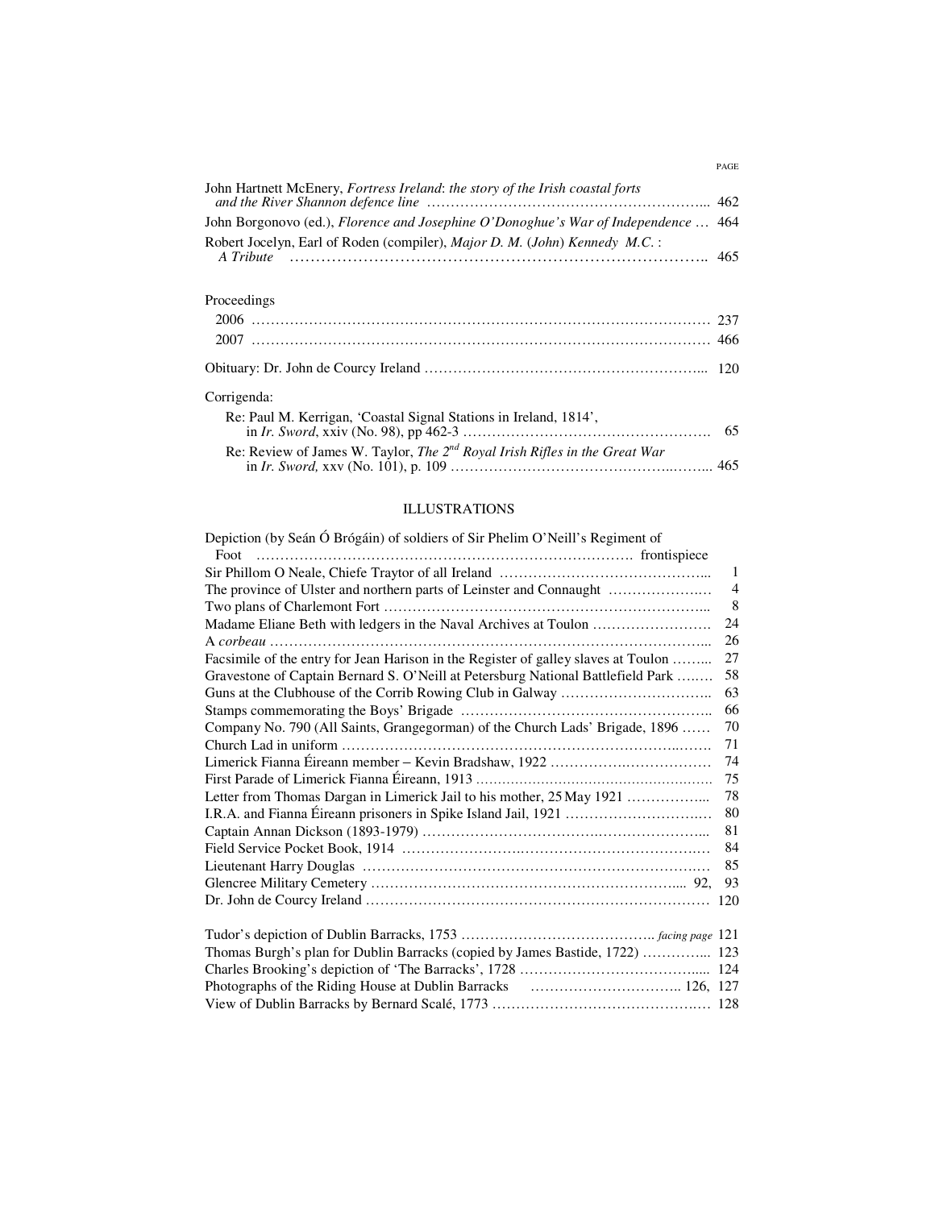PAGE

John Hartnett McEnery, *Fortress Ireland*: *the story of the Irish coastal forts and the River Shannon defence line* ........................................................ 462

John Borgonovo (ed.), *Florence and Josephine O'Donoghue's War of Independence* ... 464

Robert Jocelyn, Earl of Roden (compiler), *Major D. M.* (*John*) *Kennedy M.C.* : *A Tribute* .......................................................................... 465

Proceedings

2006 ........................................................................................ 237

2007 ........................................................................................ 466

Obituary: Dr. John de Courcy Ireland ........................................................ 120

Corrigenda:

Re: Paul M. Kerrigan, 'Coastal Signal Stations in Ireland, 1814', in *Ir. Sword*, xxiv (No. 98), pp 462-3 ................................................ 65

Re: Review of James W. Taylor, *The 2nd Royal Irish Rifles in the Great War* in *Ir. Sword,* xxv (No. 101), p. 109 ................................................ 465

## ILLUSTRATIONS

Depiction (by Seán Ó Brógáin) of soldiers of Sir Phelim O'Neill's Regiment of Foot .......................................................................... frontispiece

Sir Phillom O Neale, Chiefe Traytor of all Ireland ........................................... 1

The province of Ulster and northern parts of Leinster and Connaught ..................... 4

Two plans of Charlemont Fort .................................................................. 8

Madame Eliane Beth with ledgers in the Naval Archives at Toulon ......................... 24

A *corbeau* ........................................................................................ 26

Facsimile of the entry for Jean Harison in the Register of galley slaves at Toulon ........ 27

Gravestone of Captain Bernard S. O'Neill at Petersburg National Battlefield Park ........ 58

Guns at the Clubhouse of the Corrib Rowing Club in Galway ............................... 63

Stamps commemorating the Boys' Brigade ...................................................... 66

Company No. 790 (All Saints, Grangegorman) of the Church Lads' Brigade, 1896 ...... 70

Church Lad in uniform ............................................................................ 71

Limerick Fianna Éireann member – Kevin Bradshaw, 1922 .................................. 74

First Parade of Limerick Fianna Éireann, 1913 ............................................... 75

Letter from Thomas Dargan in Limerick Jail to his mother, 25 May 1921 ................. 78

I.R.A. and Fianna Éireann prisoners in Spike Island Jail, 1921 ............................. 80

Captain Annan Dickson (1893-1979) ............................................................ 81

Field Service Pocket Book, 1914 ................................................................. 84

Lieutenant Harry Douglas ......................................................................... 85

Glencree Military Cemetery ................................................................ 92, 93

Dr. John de Courcy Ireland ....................................................................... 120

Tudor's depiction of Dublin Barracks, 1753 ...................................... *facing page* 121

Thomas Burgh's plan for Dublin Barracks (copied by James Bastide, 1722) ............... 123

Charles Brooking's depiction of 'The Barracks', 1728 ......................................... 124

Photographs of the Riding House at Dublin Barracks ................................ 126, 127

View of Dublin Barracks by Bernard Scalé, 1773 ............................................. 128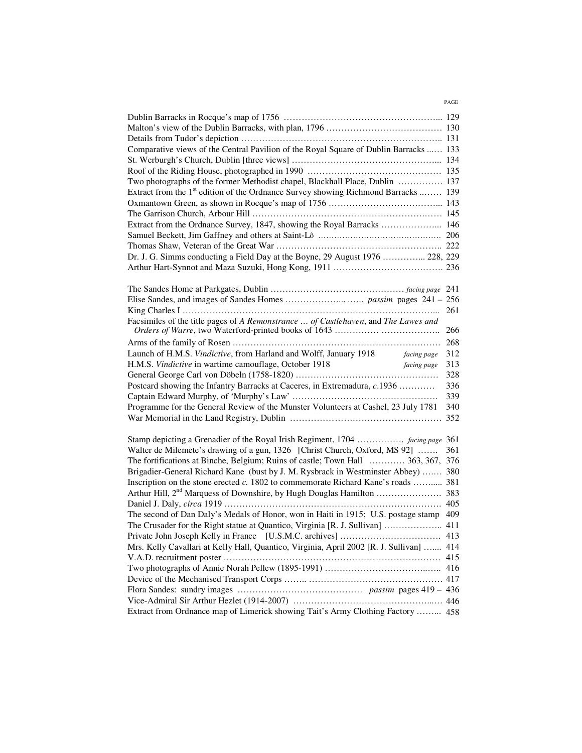| | PAGE |
|---|---|
| Dublin Barracks in Rocque's map of 1756 | 129 |
| Malton's view of the Dublin Barracks, with plan, 1796 | 130 |
| Details from Tudor's depiction | 131 |
| Comparative views of the Central Pavilion of the Royal Square of Dublin Barracks | 133 |
| St. Werburgh's Church, Dublin [three views] | 134 |
| Roof of the Riding House, photographed in 1990 | 135 |
| Two photographs of the former Methodist chapel, Blackhall Place, Dublin | 137 |
| Extract from the 1st edition of the Ordnance Survey showing Richmond Barracks | 139 |
| Oxmantown Green, as shown in Rocque's map of 1756 | 143 |
| The Garrison Church, Arbour Hill | 145 |
| Extract from the Ordnance Survey, 1847, showing the Royal Barracks | 146 |
| Samuel Beckett, Jim Gaffney and others at Saint-Lô | 206 |
| Thomas Shaw, Veteran of the Great War | 222 |
| Dr. J. G. Simms conducting a Field Day at the Boyne, 29 August 1976 | 228, 229 |
| Arthur Hart-Synnot and Maza Suzuki, Hong Kong, 1911 | 236 |
| | |
| The Sandes Home at Parkgates, Dublin ... *facing page* | 241 |
| Elise Sandes, and images of Sandes Homes ... *passim* pages 241 – | 256 |
| King Charles I | 261 |
| Facsimiles of the title pages of *A Remonstrance … of Castlehaven*, and *The Lawes and Orders of Warre*, two Waterford-printed books of 1643 | 266 |
| Arms of the family of Rosen | 268 |
| Launch of H.M.S. *Vindictive*, from Harland and Wolff, January 1918 ... *facing page* | 312 |
| H.M.S. *Vindictive* in wartime camouflage, October 1918 ... *facing page* | 313 |
| General George Carl von Döbeln (1758-1820) | 328 |
| Postcard showing the Infantry Barracks at Caceres, in Extremadura, *c*.1936 | 336 |
| Captain Edward Murphy, of 'Murphy's Law' | 339 |
| Programme for the General Review of the Munster Volunteers at Cashel, 23 July 1781 | 340 |
| War Memorial in the Land Registry, Dublin | 352 |
| | |
| Stamp depicting a Grenadier of the Royal Irish Regiment, 1704 ... *facing page* | 361 |
| Walter de Milemete's drawing of a gun, 1326 [Christ Church, Oxford, MS 92] | 361 |
| The fortifications at Binche, Belgium; Ruins of castle; Town Hall | 363, 367, 376 |
| Brigadier-General Richard Kane (bust by J. M. Rysbrack in Westminster Abbey) | 380 |
| Inscription on the stone erected *c.* 1802 to commemorate Richard Kane's roads | 381 |
| Arthur Hill, 2nd Marquess of Downshire, by Hugh Douglas Hamilton | 383 |
| Daniel J. Daly, *circa* 1919 | 405 |
| The second of Dan Daly's Medals of Honor, won in Haiti in 1915; U.S. postage stamp | 409 |
| The Crusader for the Right statue at Quantico, Virginia [R. J. Sullivan] | 411 |
| Private John Joseph Kelly in France [U.S.M.C. archives] | 413 |
| Mrs. Kelly Cavallari at Kelly Hall, Quantico, Virginia, April 2002 [R. J. Sullivan] | 414 |
| V.A.D. recruitment poster | 415 |
| Two photographs of Annie Norah Pellew (1895-1991) | 416 |
| Device of the Mechanised Transport Corps | 417 |
| Flora Sandes: sundry images ... *passim* pages 419 – | 436 |
| Vice-Admiral Sir Arthur Hezlet (1914-2007) | 446 |
| Extract from Ordnance map of Limerick showing Tait's Army Clothing Factory | 458 |